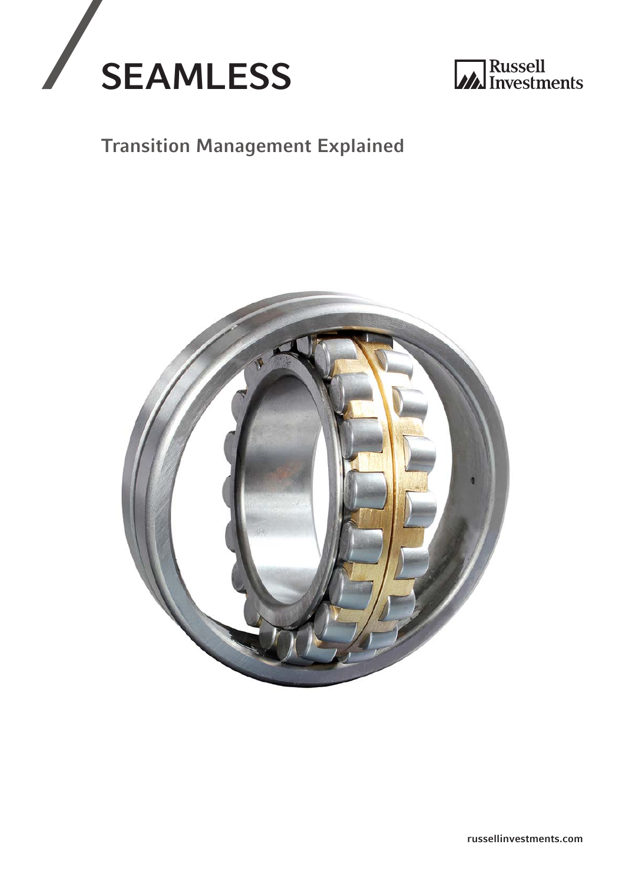# SEAMLESS

Russell Investments

## Transition Management Explained

russellinvestments.com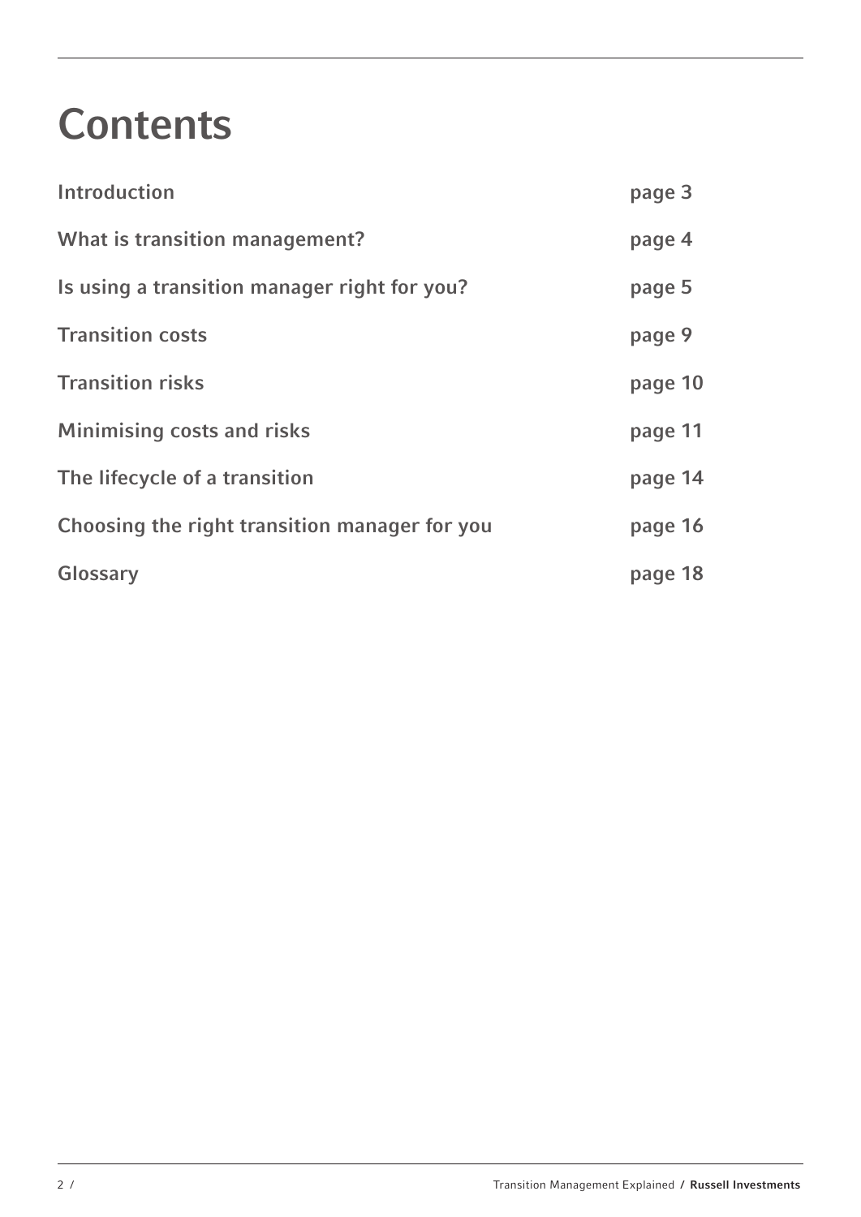# Contents

| | |
|---|---|
| Introduction | page 3 |
| What is transition management? | page 4 |
| Is using a transition manager right for you? | page 5 |
| Transition costs | page 9 |
| Transition risks | page 10 |
| Minimising costs and risks | page 11 |
| The lifecycle of a transition | page 14 |
| Choosing the right transition manager for you | page 16 |
| Glossary | page 18 |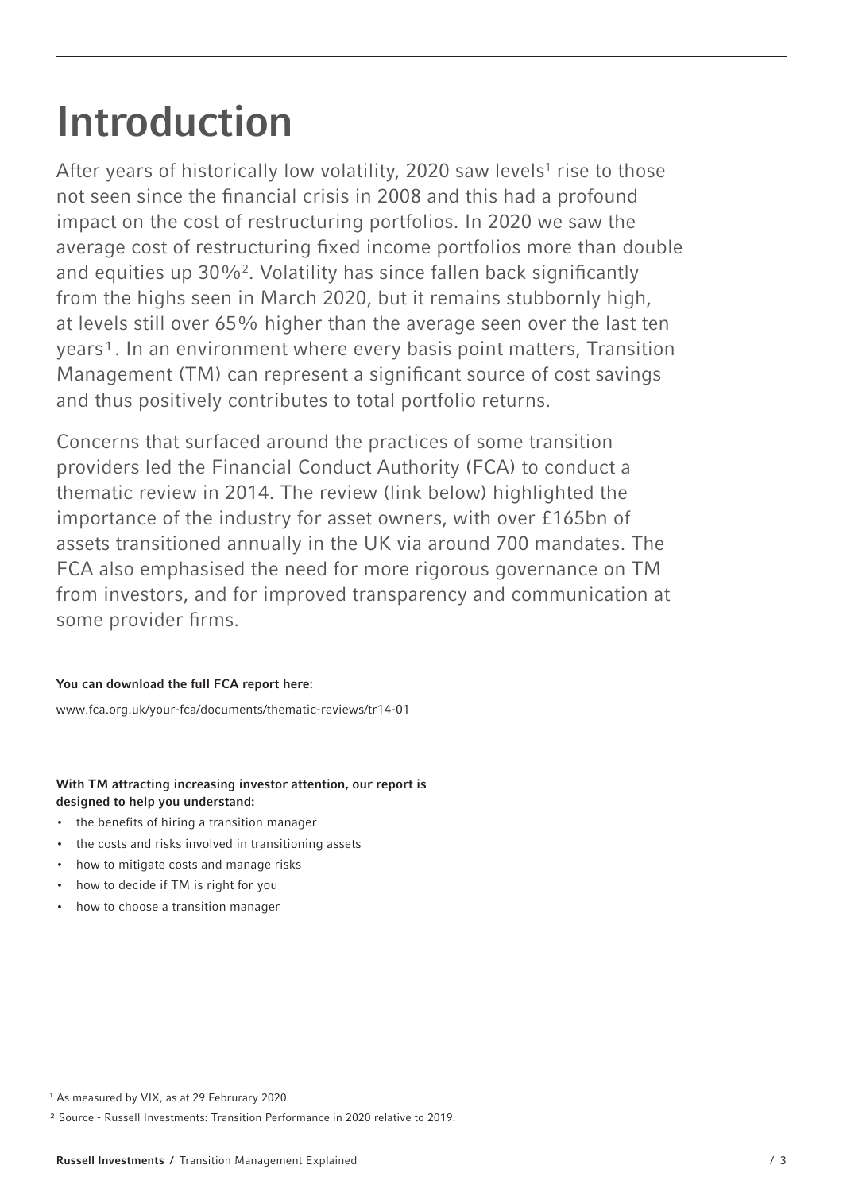# Introduction

After years of historically low volatility, 2020 saw levels[1] rise to those not seen since the financial crisis in 2008 and this had a profound impact on the cost of restructuring portfolios. In 2020 we saw the average cost of restructuring fixed income portfolios more than double and equities up 30%[2]. Volatility has since fallen back significantly from the highs seen in March 2020, but it remains stubbornly high, at levels still over 65% higher than the average seen over the last ten years[1]. In an environment where every basis point matters, Transition Management (TM) can represent a significant source of cost savings and thus positively contributes to total portfolio returns.

Concerns that surfaced around the practices of some transition providers led the Financial Conduct Authority (FCA) to conduct a thematic review in 2014. The review (link below) highlighted the importance of the industry for asset owners, with over £165bn of assets transitioned annually in the UK via around 700 mandates. The FCA also emphasised the need for more rigorous governance on TM from investors, and for improved transparency and communication at some provider firms.

**You can download the full FCA report here:**

www.fca.org.uk/your-fca/documents/thematic-reviews/tr14-01

**With TM attracting increasing investor attention, our report is designed to help you understand:**

- the benefits of hiring a transition manager
- the costs and risks involved in transitioning assets
- how to mitigate costs and manage risks
- how to decide if TM is right for you
- how to choose a transition manager

[1] As measured by VIX, as at 29 Februrary 2020.

[2] Source - Russell Investments: Transition Performance in 2020 relative to 2019.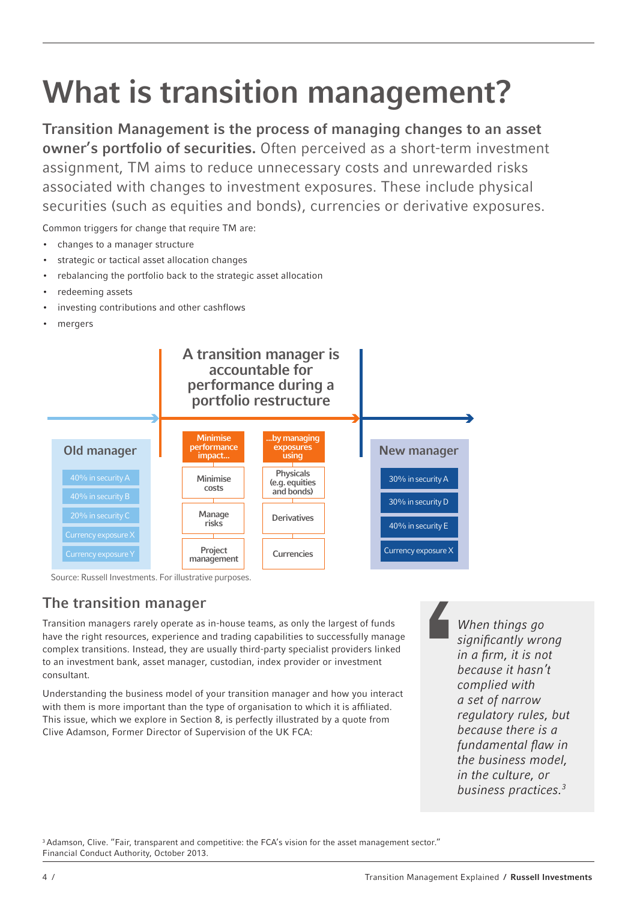# What is transition management?

**Transition Management is the process of managing changes to an asset owner's portfolio of securities.** Often perceived as a short-term investment assignment, TM aims to reduce unnecessary costs and unrewarded risks associated with changes to investment exposures. These include physical securities (such as equities and bonds), currencies or derivative exposures.

Common triggers for change that require TM are:

- changes to a manager structure
- strategic or tactical asset allocation changes
- rebalancing the portfolio back to the strategic asset allocation
- redeeming assets
- investing contributions and other cashflows
- mergers

**A transition manager is accountable for performance during a portfolio restructure**

| Old manager | Minimise performance impact... | ...by managing exposures using | New manager |
|---|---|---|---|
| 40% in security A | Minimise costs | Physicals (e.g. equities and bonds) | 30% in security A |
| 40% in security B | Manage risks | Derivatives | 30% in security D |
| 20% in security C | Project management | Currencies | 40% in security E |
| Currency exposure X | | | Currency exposure X |
| Currency exposure Y | | | |

Source: Russell Investments. For illustrative purposes.

## The transition manager

Transition managers rarely operate as in-house teams, as only the largest of funds have the right resources, experience and trading capabilities to successfully manage complex transitions. Instead, they are usually third-party specialist providers linked to an investment bank, asset manager, custodian, index provider or investment consultant.

Understanding the business model of your transition manager and how you interact with them is more important than the type of organisation to which it is affiliated. This issue, which we explore in Section 8, is perfectly illustrated by a quote from Clive Adamson, Former Director of Supervision of the UK FCA:

> *When things go significantly wrong in a firm, it is not because it hasn't complied with a set of narrow regulatory rules, but because there is a fundamental flaw in the business model, in the culture, or business practices.*[3]

[3] Adamson, Clive. "Fair, transparent and competitive: the FCA's vision for the asset management sector." Financial Conduct Authority, October 2013.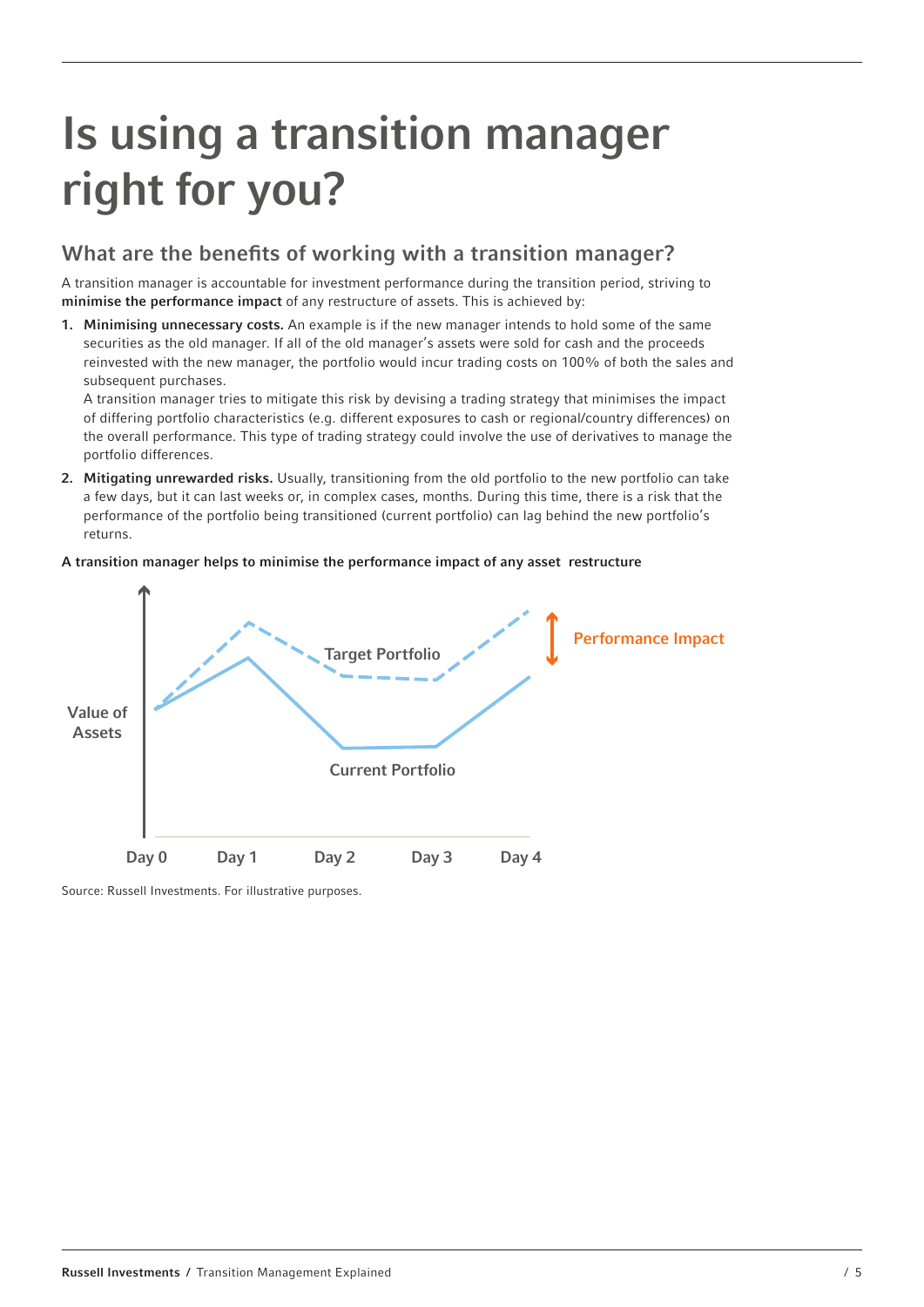# Is using a transition manager right for you?

## What are the benefits of working with a transition manager?

A transition manager is accountable for investment performance during the transition period, striving to **minimise the performance impact** of any restructure of assets. This is achieved by:

1. **Minimising unnecessary costs.** An example is if the new manager intends to hold some of the same securities as the old manager. If all of the old manager's assets were sold for cash and the proceeds reinvested with the new manager, the portfolio would incur trading costs on 100% of both the sales and subsequent purchases.
   A transition manager tries to mitigate this risk by devising a trading strategy that minimises the impact of differing portfolio characteristics (e.g. different exposures to cash or regional/country differences) on the overall performance. This type of trading strategy could involve the use of derivatives to manage the portfolio differences.
2. **Mitigating unrewarded risks.** Usually, transitioning from the old portfolio to the new portfolio can take a few days, but it can last weeks or, in complex cases, months. During this time, there is a risk that the performance of the portfolio being transitioned (current portfolio) can lag behind the new portfolio's returns.

**A transition manager helps to minimise the performance impact of any asset restructure**

Value of Assets

Target Portfolio

Current Portfolio

Performance Impact

Day 0 Day 1 Day 2 Day 3 Day 4

Source: Russell Investments. For illustrative purposes.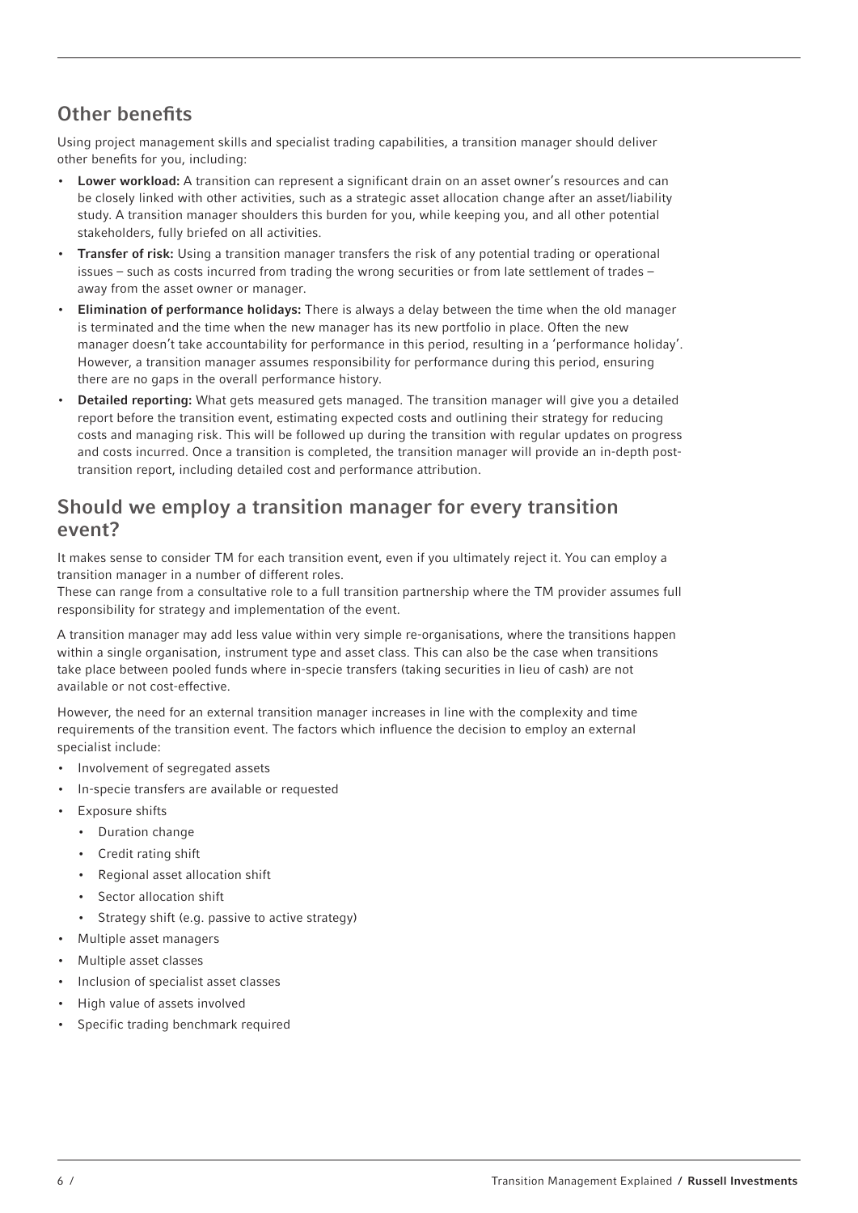## Other benefits

Using project management skills and specialist trading capabilities, a transition manager should deliver other benefits for you, including:

- **Lower workload:** A transition can represent a significant drain on an asset owner's resources and can be closely linked with other activities, such as a strategic asset allocation change after an asset/liability study. A transition manager shoulders this burden for you, while keeping you, and all other potential stakeholders, fully briefed on all activities.
- **Transfer of risk:** Using a transition manager transfers the risk of any potential trading or operational issues – such as costs incurred from trading the wrong securities or from late settlement of trades – away from the asset owner or manager.
- **Elimination of performance holidays:** There is always a delay between the time when the old manager is terminated and the time when the new manager has its new portfolio in place. Often the new manager doesn't take accountability for performance in this period, resulting in a 'performance holiday'. However, a transition manager assumes responsibility for performance during this period, ensuring there are no gaps in the overall performance history.
- **Detailed reporting:** What gets measured gets managed. The transition manager will give you a detailed report before the transition event, estimating expected costs and outlining their strategy for reducing costs and managing risk. This will be followed up during the transition with regular updates on progress and costs incurred. Once a transition is completed, the transition manager will provide an in-depth post-transition report, including detailed cost and performance attribution.

## Should we employ a transition manager for every transition event?

It makes sense to consider TM for each transition event, even if you ultimately reject it. You can employ a transition manager in a number of different roles.
These can range from a consultative role to a full transition partnership where the TM provider assumes full responsibility for strategy and implementation of the event.

A transition manager may add less value within very simple re-organisations, where the transitions happen within a single organisation, instrument type and asset class. This can also be the case when transitions take place between pooled funds where in-specie transfers (taking securities in lieu of cash) are not available or not cost-effective.

However, the need for an external transition manager increases in line with the complexity and time requirements of the transition event. The factors which influence the decision to employ an external specialist include:

- Involvement of segregated assets
- In-specie transfers are available or requested
- Exposure shifts
  - Duration change
  - Credit rating shift
  - Regional asset allocation shift
  - Sector allocation shift
  - Strategy shift (e.g. passive to active strategy)
- Multiple asset managers
- Multiple asset classes
- Inclusion of specialist asset classes
- High value of assets involved
- Specific trading benchmark required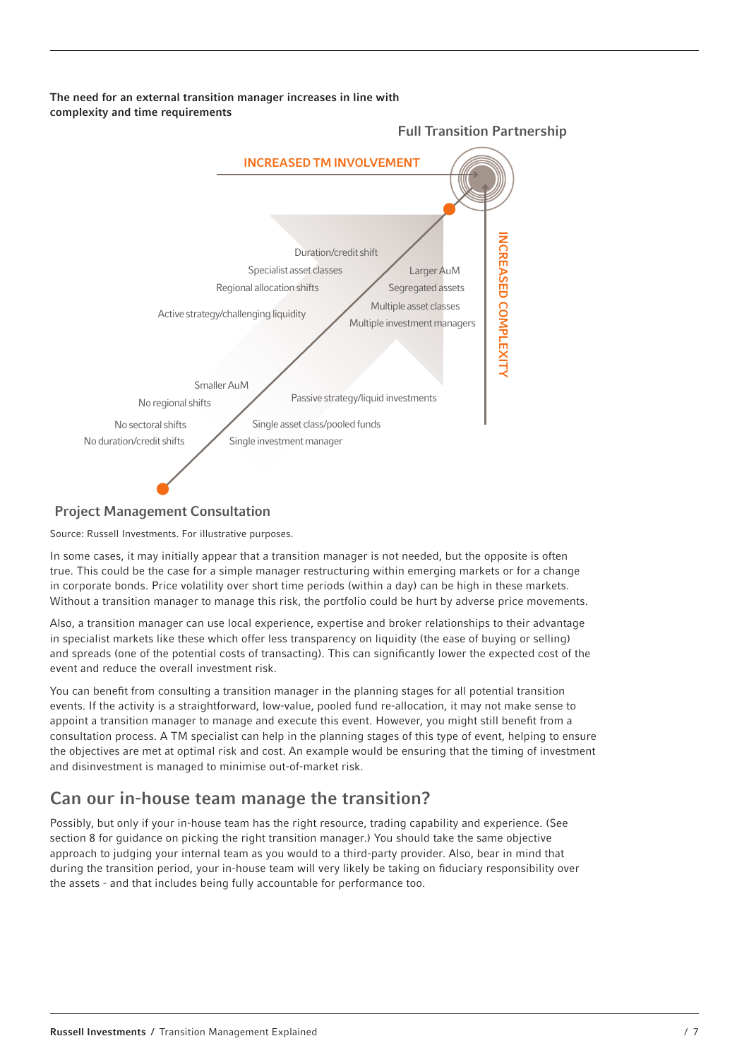**The need for an external transition manager increases in line with complexity and time requirements**

Full Transition Partnership

INCREASED TM INVOLVEMENT

INCREASED COMPLEXITY

Duration/credit shift
Specialist asset classes
Regional allocation shifts
Active strategy/challenging liquidity

Larger AuM
Segregated assets
Multiple asset classes
Multiple investment managers

Smaller AuM
No regional shifts
No sectoral shifts
No duration/credit shifts

Passive strategy/liquid investments
Single asset class/pooled funds
Single investment manager

Project Management Consultation

Source: Russell Investments. For illustrative purposes.

In some cases, it may initially appear that a transition manager is not needed, but the opposite is often true. This could be the case for a simple manager restructuring within emerging markets or for a change in corporate bonds. Price volatility over short time periods (within a day) can be high in these markets. Without a transition manager to manage this risk, the portfolio could be hurt by adverse price movements.

Also, a transition manager can use local experience, expertise and broker relationships to their advantage in specialist markets like these which offer less transparency on liquidity (the ease of buying or selling) and spreads (one of the potential costs of transacting). This can significantly lower the expected cost of the event and reduce the overall investment risk.

You can benefit from consulting a transition manager in the planning stages for all potential transition events. If the activity is a straightforward, low-value, pooled fund re-allocation, it may not make sense to appoint a transition manager to manage and execute this event. However, you might still benefit from a consultation process. A TM specialist can help in the planning stages of this type of event, helping to ensure the objectives are met at optimal risk and cost. An example would be ensuring that the timing of investment and disinvestment is managed to minimise out-of-market risk.

## Can our in-house team manage the transition?

Possibly, but only if your in-house team has the right resource, trading capability and experience. (See section 8 for guidance on picking the right transition manager.) You should take the same objective approach to judging your internal team as you would to a third-party provider. Also, bear in mind that during the transition period, your in-house team will very likely be taking on fiduciary responsibility over the assets - and that includes being fully accountable for performance too.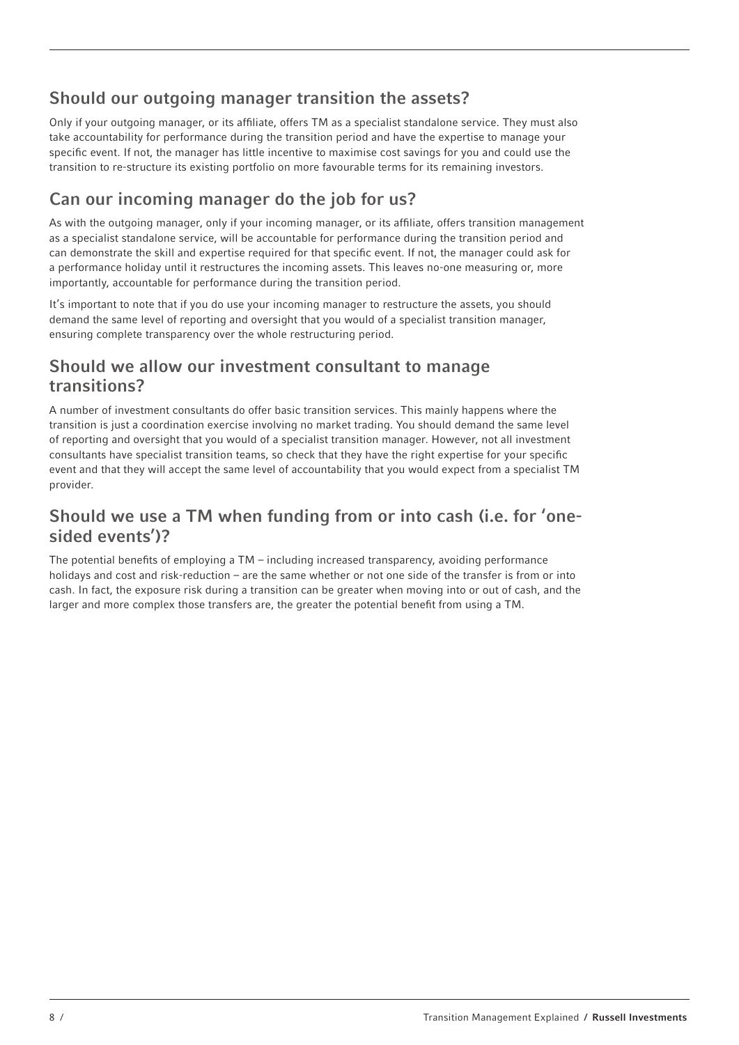## Should our outgoing manager transition the assets?

Only if your outgoing manager, or its affiliate, offers TM as a specialist standalone service. They must also take accountability for performance during the transition period and have the expertise to manage your specific event. If not, the manager has little incentive to maximise cost savings for you and could use the transition to re-structure its existing portfolio on more favourable terms for its remaining investors.

## Can our incoming manager do the job for us?

As with the outgoing manager, only if your incoming manager, or its affiliate, offers transition management as a specialist standalone service, will be accountable for performance during the transition period and can demonstrate the skill and expertise required for that specific event. If not, the manager could ask for a performance holiday until it restructures the incoming assets. This leaves no-one measuring or, more importantly, accountable for performance during the transition period.

It's important to note that if you do use your incoming manager to restructure the assets, you should demand the same level of reporting and oversight that you would of a specialist transition manager, ensuring complete transparency over the whole restructuring period.

## Should we allow our investment consultant to manage transitions?

A number of investment consultants do offer basic transition services. This mainly happens where the transition is just a coordination exercise involving no market trading. You should demand the same level of reporting and oversight that you would of a specialist transition manager. However, not all investment consultants have specialist transition teams, so check that they have the right expertise for your specific event and that they will accept the same level of accountability that you would expect from a specialist TM provider.

## Should we use a TM when funding from or into cash (i.e. for 'one-sided events')?

The potential benefits of employing a TM – including increased transparency, avoiding performance holidays and cost and risk-reduction – are the same whether or not one side of the transfer is from or into cash. In fact, the exposure risk during a transition can be greater when moving into or out of cash, and the larger and more complex those transfers are, the greater the potential benefit from using a TM.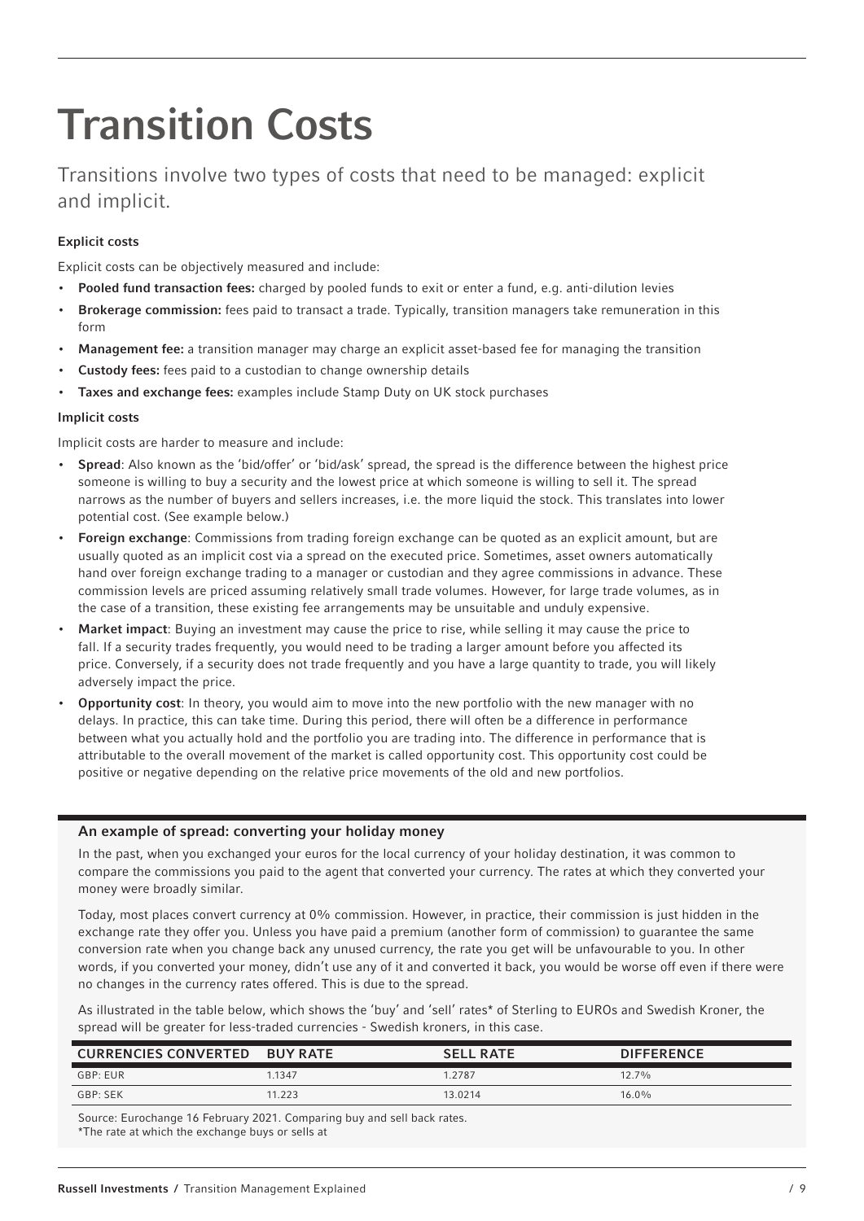# Transition Costs

Transitions involve two types of costs that need to be managed: explicit and implicit.

### Explicit costs

Explicit costs can be objectively measured and include:

- **Pooled fund transaction fees:** charged by pooled funds to exit or enter a fund, e.g. anti-dilution levies
- **Brokerage commission:** fees paid to transact a trade. Typically, transition managers take remuneration in this form
- **Management fee:** a transition manager may charge an explicit asset-based fee for managing the transition
- **Custody fees:** fees paid to a custodian to change ownership details
- **Taxes and exchange fees:** examples include Stamp Duty on UK stock purchases

### Implicit costs

Implicit costs are harder to measure and include:

- **Spread**: Also known as the 'bid/offer' or 'bid/ask' spread, the spread is the difference between the highest price someone is willing to buy a security and the lowest price at which someone is willing to sell it. The spread narrows as the number of buyers and sellers increases, i.e. the more liquid the stock. This translates into lower potential cost. (See example below.)
- **Foreign exchange**: Commissions from trading foreign exchange can be quoted as an explicit amount, but are usually quoted as an implicit cost via a spread on the executed price. Sometimes, asset owners automatically hand over foreign exchange trading to a manager or custodian and they agree commissions in advance. These commission levels are priced assuming relatively small trade volumes. However, for large trade volumes, as in the case of a transition, these existing fee arrangements may be unsuitable and unduly expensive.
- **Market impact**: Buying an investment may cause the price to rise, while selling it may cause the price to fall. If a security trades frequently, you would need to be trading a larger amount before you affected its price. Conversely, if a security does not trade frequently and you have a large quantity to trade, you will likely adversely impact the price.
- **Opportunity cost**: In theory, you would aim to move into the new portfolio with the new manager with no delays. In practice, this can take time. During this period, there will often be a difference in performance between what you actually hold and the portfolio you are trading into. The difference in performance that is attributable to the overall movement of the market is called opportunity cost. This opportunity cost could be positive or negative depending on the relative price movements of the old and new portfolios.

### An example of spread: converting your holiday money

In the past, when you exchanged your euros for the local currency of your holiday destination, it was common to compare the commissions you paid to the agent that converted your currency. The rates at which they converted your money were broadly similar.

Today, most places convert currency at 0% commission. However, in practice, their commission is just hidden in the exchange rate they offer you. Unless you have paid a premium (another form of commission) to guarantee the same conversion rate when you change back any unused currency, the rate you get will be unfavourable to you. In other words, if you converted your money, didn't use any of it and converted it back, you would be worse off even if there were no changes in the currency rates offered. This is due to the spread.

As illustrated in the table below, which shows the 'buy' and 'sell' rates* of Sterling to EUROs and Swedish Kroner, the spread will be greater for less-traded currencies - Swedish kroners, in this case.

| CURRENCIES CONVERTED | BUY RATE | SELL RATE | DIFFERENCE |
|---|---|---|---|
| GBP: EUR | 1.1347 | 1.2787 | 12.7% |
| GBP: SEK | 11.223 | 13.0214 | 16.0% |

Source: Eurochange 16 February 2021. Comparing buy and sell back rates.
*The rate at which the exchange buys or sells at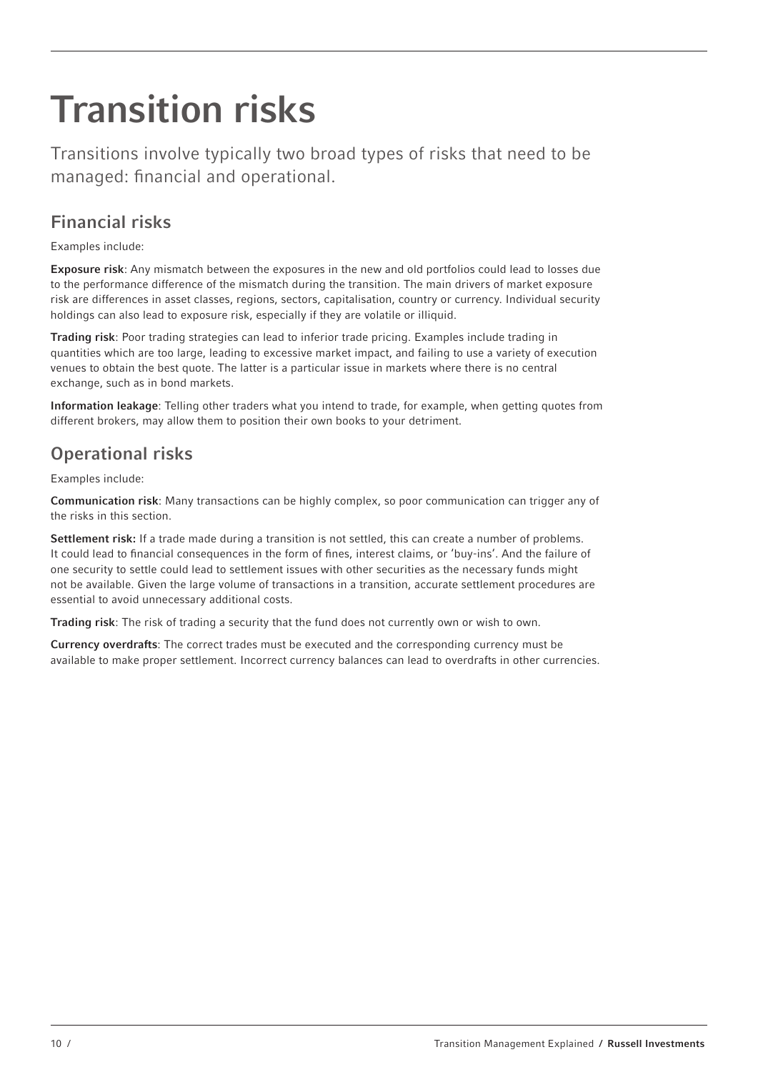# Transition risks

Transitions involve typically two broad types of risks that need to be managed: financial and operational.

## Financial risks

Examples include:

**Exposure risk**: Any mismatch between the exposures in the new and old portfolios could lead to losses due to the performance difference of the mismatch during the transition. The main drivers of market exposure risk are differences in asset classes, regions, sectors, capitalisation, country or currency. Individual security holdings can also lead to exposure risk, especially if they are volatile or illiquid.

**Trading risk**: Poor trading strategies can lead to inferior trade pricing. Examples include trading in quantities which are too large, leading to excessive market impact, and failing to use a variety of execution venues to obtain the best quote. The latter is a particular issue in markets where there is no central exchange, such as in bond markets.

**Information leakage**: Telling other traders what you intend to trade, for example, when getting quotes from different brokers, may allow them to position their own books to your detriment.

## Operational risks

Examples include:

**Communication risk**: Many transactions can be highly complex, so poor communication can trigger any of the risks in this section.

**Settlement risk:** If a trade made during a transition is not settled, this can create a number of problems. It could lead to financial consequences in the form of fines, interest claims, or 'buy-ins'. And the failure of one security to settle could lead to settlement issues with other securities as the necessary funds might not be available. Given the large volume of transactions in a transition, accurate settlement procedures are essential to avoid unnecessary additional costs.

**Trading risk**: The risk of trading a security that the fund does not currently own or wish to own.

**Currency overdrafts**: The correct trades must be executed and the corresponding currency must be available to make proper settlement. Incorrect currency balances can lead to overdrafts in other currencies.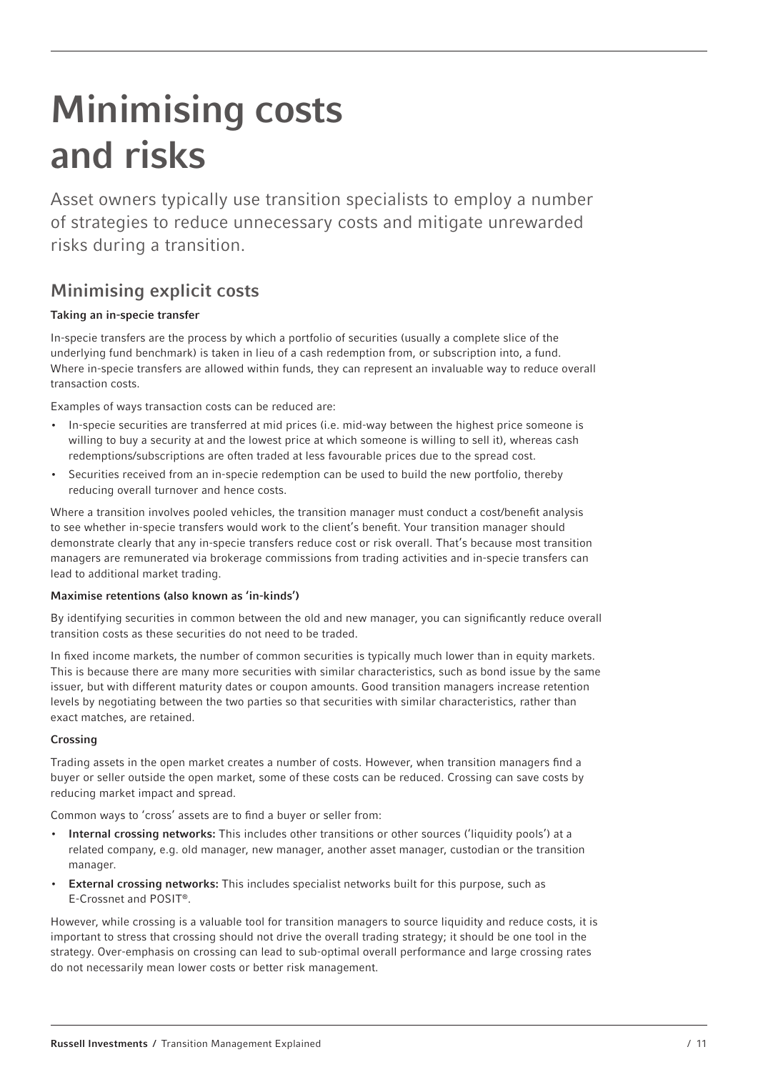# Minimising costs and risks

Asset owners typically use transition specialists to employ a number of strategies to reduce unnecessary costs and mitigate unrewarded risks during a transition.

## Minimising explicit costs

### Taking an in-specie transfer

In-specie transfers are the process by which a portfolio of securities (usually a complete slice of the underlying fund benchmark) is taken in lieu of a cash redemption from, or subscription into, a fund. Where in-specie transfers are allowed within funds, they can represent an invaluable way to reduce overall transaction costs.

Examples of ways transaction costs can be reduced are:

- In-specie securities are transferred at mid prices (i.e. mid-way between the highest price someone is willing to buy a security at and the lowest price at which someone is willing to sell it), whereas cash redemptions/subscriptions are often traded at less favourable prices due to the spread cost.
- Securities received from an in-specie redemption can be used to build the new portfolio, thereby reducing overall turnover and hence costs.

Where a transition involves pooled vehicles, the transition manager must conduct a cost/benefit analysis to see whether in-specie transfers would work to the client's benefit. Your transition manager should demonstrate clearly that any in-specie transfers reduce cost or risk overall. That's because most transition managers are remunerated via brokerage commissions from trading activities and in-specie transfers can lead to additional market trading.

### Maximise retentions (also known as 'in-kinds')

By identifying securities in common between the old and new manager, you can significantly reduce overall transition costs as these securities do not need to be traded.

In fixed income markets, the number of common securities is typically much lower than in equity markets. This is because there are many more securities with similar characteristics, such as bond issue by the same issuer, but with different maturity dates or coupon amounts. Good transition managers increase retention levels by negotiating between the two parties so that securities with similar characteristics, rather than exact matches, are retained.

### Crossing

Trading assets in the open market creates a number of costs. However, when transition managers find a buyer or seller outside the open market, some of these costs can be reduced. Crossing can save costs by reducing market impact and spread.

Common ways to 'cross' assets are to find a buyer or seller from:

- **Internal crossing networks:** This includes other transitions or other sources ('liquidity pools') at a related company, e.g. old manager, new manager, another asset manager, custodian or the transition manager.
- **External crossing networks:** This includes specialist networks built for this purpose, such as E-Crossnet and POSIT®.

However, while crossing is a valuable tool for transition managers to source liquidity and reduce costs, it is important to stress that crossing should not drive the overall trading strategy; it should be one tool in the strategy. Over-emphasis on crossing can lead to sub-optimal overall performance and large crossing rates do not necessarily mean lower costs or better risk management.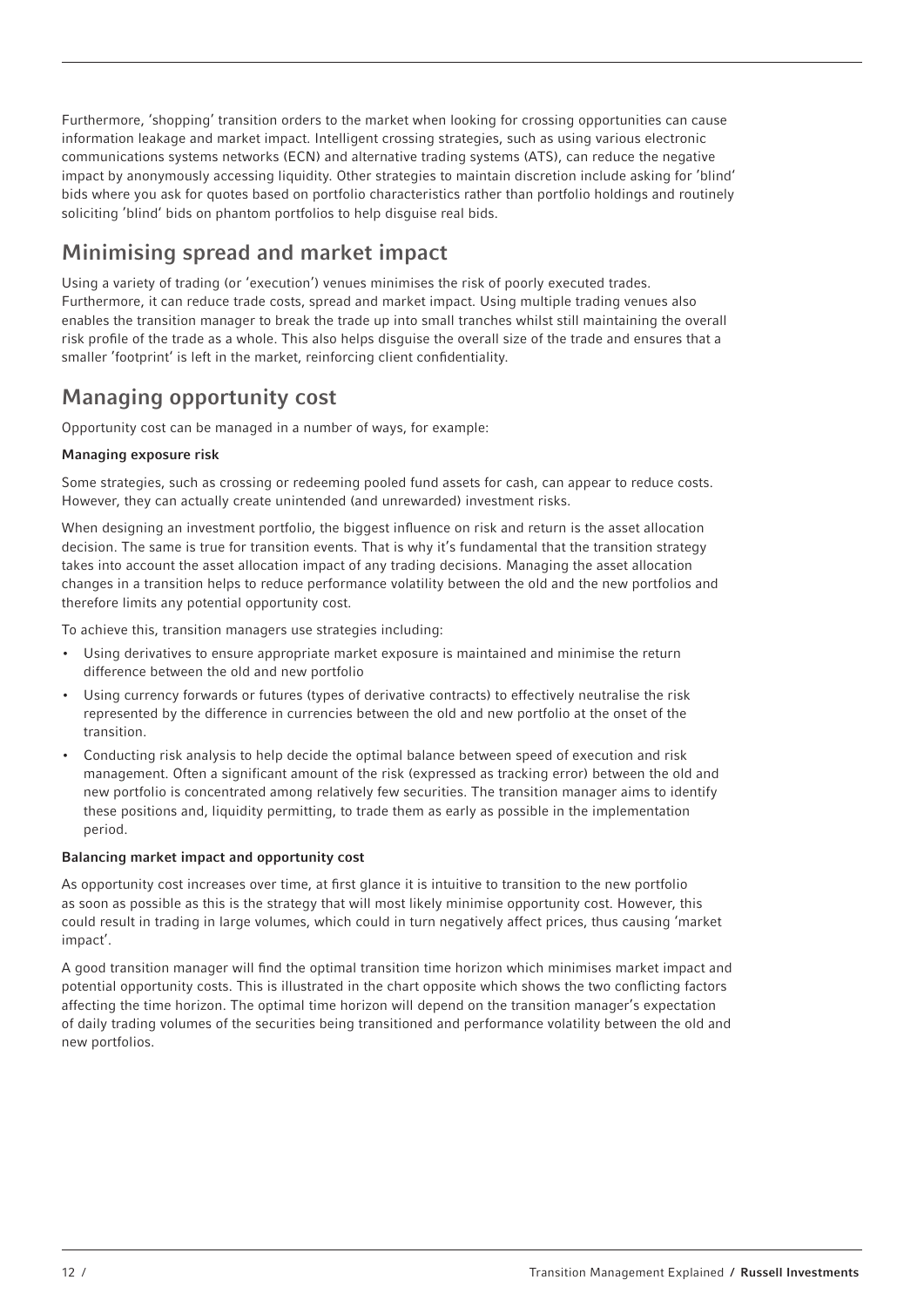Furthermore, 'shopping' transition orders to the market when looking for crossing opportunities can cause information leakage and market impact. Intelligent crossing strategies, such as using various electronic communications systems networks (ECN) and alternative trading systems (ATS), can reduce the negative impact by anonymously accessing liquidity. Other strategies to maintain discretion include asking for 'blind' bids where you ask for quotes based on portfolio characteristics rather than portfolio holdings and routinely soliciting 'blind' bids on phantom portfolios to help disguise real bids.

## Minimising spread and market impact

Using a variety of trading (or 'execution') venues minimises the risk of poorly executed trades. Furthermore, it can reduce trade costs, spread and market impact. Using multiple trading venues also enables the transition manager to break the trade up into small tranches whilst still maintaining the overall risk profile of the trade as a whole. This also helps disguise the overall size of the trade and ensures that a smaller 'footprint' is left in the market, reinforcing client confidentiality.

## Managing opportunity cost

Opportunity cost can be managed in a number of ways, for example:

#### Managing exposure risk

Some strategies, such as crossing or redeeming pooled fund assets for cash, can appear to reduce costs. However, they can actually create unintended (and unrewarded) investment risks.

When designing an investment portfolio, the biggest influence on risk and return is the asset allocation decision. The same is true for transition events. That is why it's fundamental that the transition strategy takes into account the asset allocation impact of any trading decisions. Managing the asset allocation changes in a transition helps to reduce performance volatility between the old and the new portfolios and therefore limits any potential opportunity cost.

To achieve this, transition managers use strategies including:

- Using derivatives to ensure appropriate market exposure is maintained and minimise the return difference between the old and new portfolio
- Using currency forwards or futures (types of derivative contracts) to effectively neutralise the risk represented by the difference in currencies between the old and new portfolio at the onset of the transition.
- Conducting risk analysis to help decide the optimal balance between speed of execution and risk management. Often a significant amount of the risk (expressed as tracking error) between the old and new portfolio is concentrated among relatively few securities. The transition manager aims to identify these positions and, liquidity permitting, to trade them as early as possible in the implementation period.

#### Balancing market impact and opportunity cost

As opportunity cost increases over time, at first glance it is intuitive to transition to the new portfolio as soon as possible as this is the strategy that will most likely minimise opportunity cost. However, this could result in trading in large volumes, which could in turn negatively affect prices, thus causing 'market impact'.

A good transition manager will find the optimal transition time horizon which minimises market impact and potential opportunity costs. This is illustrated in the chart opposite which shows the two conflicting factors affecting the time horizon. The optimal time horizon will depend on the transition manager's expectation of daily trading volumes of the securities being transitioned and performance volatility between the old and new portfolios.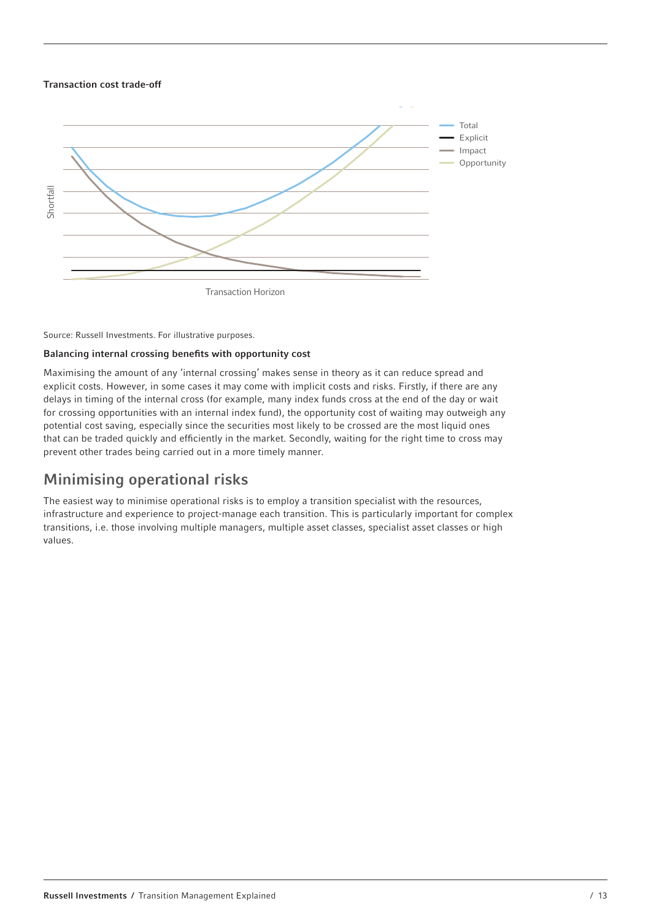**Transaction cost trade-off**

Source: Russell Investments. For illustrative purposes.

**Balancing internal crossing benefits with opportunity cost**

Maximising the amount of any 'internal crossing' makes sense in theory as it can reduce spread and explicit costs. However, in some cases it may come with implicit costs and risks. Firstly, if there are any delays in timing of the internal cross (for example, many index funds cross at the end of the day or wait for crossing opportunities with an internal index fund), the opportunity cost of waiting may outweigh any potential cost saving, especially since the securities most likely to be crossed are the most liquid ones that can be traded quickly and efficiently in the market. Secondly, waiting for the right time to cross may prevent other trades being carried out in a more timely manner.

## Minimising operational risks

The easiest way to minimise operational risks is to employ a transition specialist with the resources, infrastructure and experience to project-manage each transition. This is particularly important for complex transitions, i.e. those involving multiple managers, multiple asset classes, specialist asset classes or high values.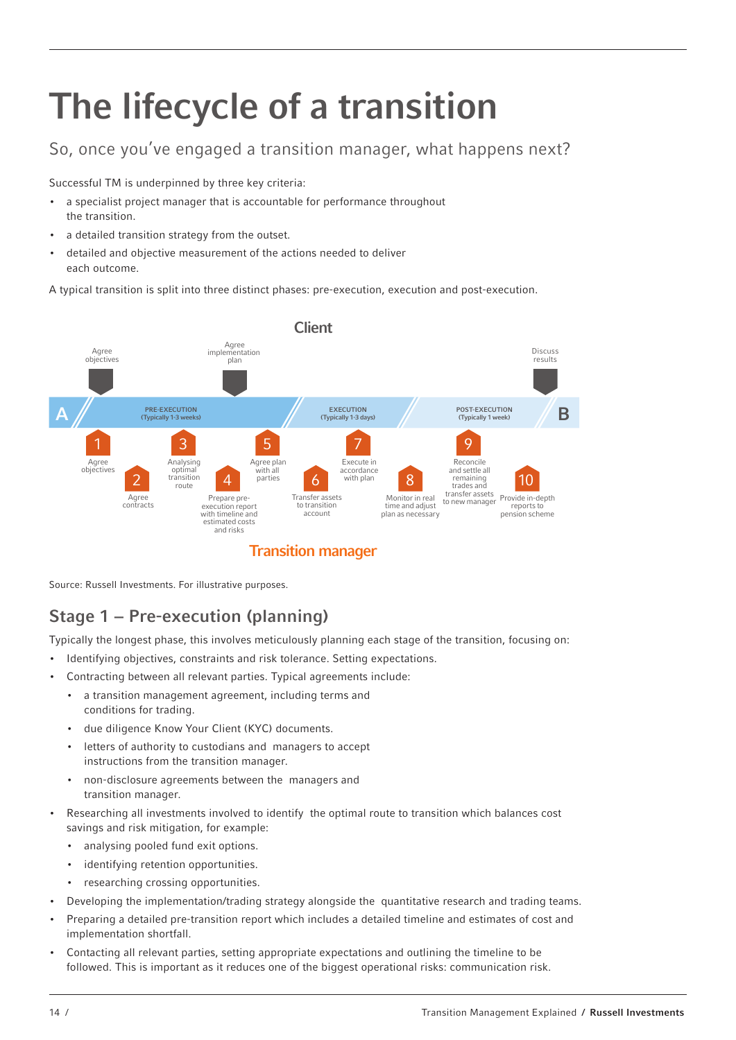# The lifecycle of a transition

So, once you've engaged a transition manager, what happens next?

Successful TM is underpinned by three key criteria:

- a specialist project manager that is accountable for performance throughout the transition.
- a detailed transition strategy from the outset.
- detailed and objective measurement of the actions needed to deliver each outcome.

A typical transition is split into three distinct phases: pre-execution, execution and post-execution.

Client

Agree objectives

Agree implementation plan

Discuss results

A — PRE-EXECUTION (Typically 1-3 weeks) — EXECUTION (Typically 1-3 days) — POST-EXECUTION (Typically 1 week) — B

1 Agree objectives

2 Agree contracts

3 Analysing optimal transition route

4 Prepare pre-execution report with timeline and estimated costs and risks

5 Agree plan with all parties

6 Transfer assets to transition account

7 Execute in accordance with plan

8 Monitor in real time and adjust plan as necessary

9 Reconcile and settle all remaining trades and transfer assets to new manager

10 Provide in-depth reports to pension scheme

Transition manager

Source: Russell Investments. For illustrative purposes.

## Stage 1 – Pre-execution (planning)

Typically the longest phase, this involves meticulously planning each stage of the transition, focusing on:

- Identifying objectives, constraints and risk tolerance. Setting expectations.
- Contracting between all relevant parties. Typical agreements include:
  - a transition management agreement, including terms and conditions for trading.
  - due diligence Know Your Client (KYC) documents.
  - letters of authority to custodians and managers to accept instructions from the transition manager.
  - non-disclosure agreements between the managers and transition manager.
- Researching all investments involved to identify the optimal route to transition which balances cost savings and risk mitigation, for example:
  - analysing pooled fund exit options.
  - identifying retention opportunities.
  - researching crossing opportunities.
- Developing the implementation/trading strategy alongside the quantitative research and trading teams.
- Preparing a detailed pre-transition report which includes a detailed timeline and estimates of cost and implementation shortfall.
- Contacting all relevant parties, setting appropriate expectations and outlining the timeline to be followed. This is important as it reduces one of the biggest operational risks: communication risk.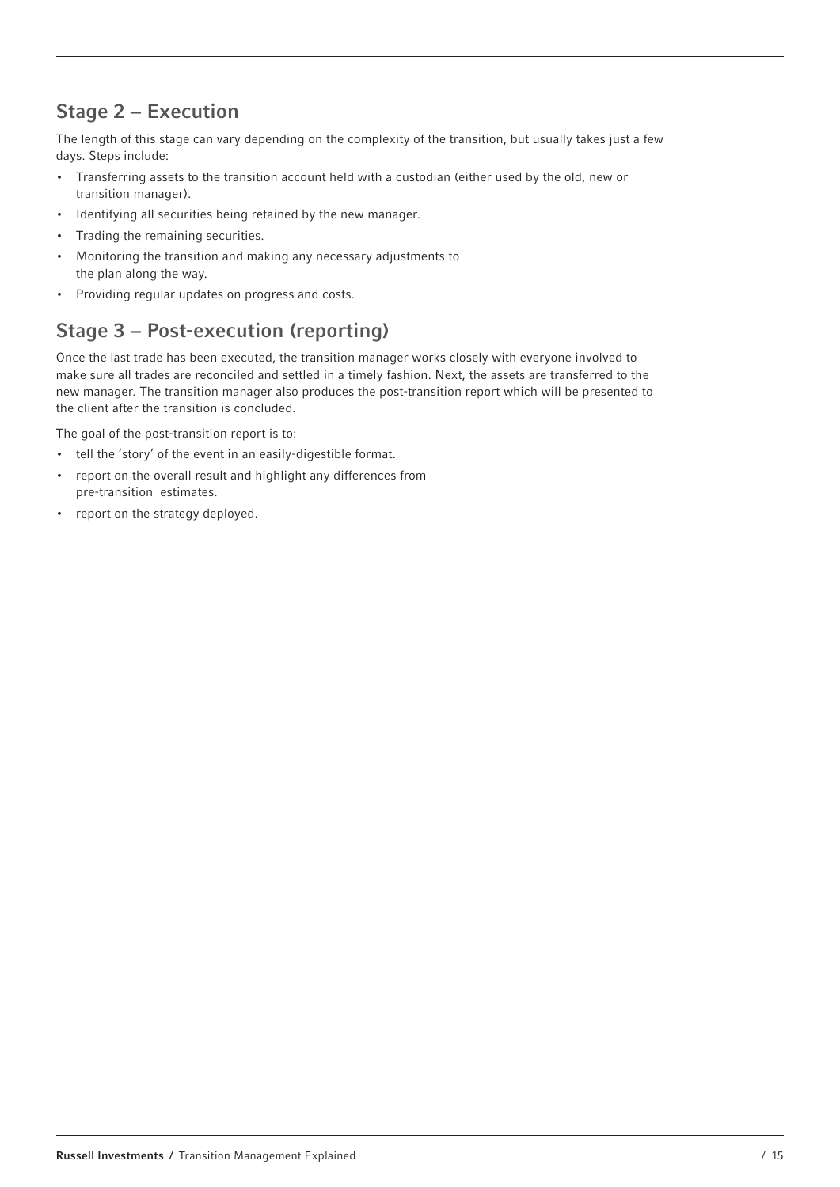## Stage 2 – Execution

The length of this stage can vary depending on the complexity of the transition, but usually takes just a few days. Steps include:

- Transferring assets to the transition account held with a custodian (either used by the old, new or transition manager).
- Identifying all securities being retained by the new manager.
- Trading the remaining securities.
- Monitoring the transition and making any necessary adjustments to the plan along the way.
- Providing regular updates on progress and costs.

## Stage 3 – Post-execution (reporting)

Once the last trade has been executed, the transition manager works closely with everyone involved to make sure all trades are reconciled and settled in a timely fashion. Next, the assets are transferred to the new manager. The transition manager also produces the post-transition report which will be presented to the client after the transition is concluded.

The goal of the post-transition report is to:

- tell the 'story' of the event in an easily-digestible format.
- report on the overall result and highlight any differences from pre-transition estimates.
- report on the strategy deployed.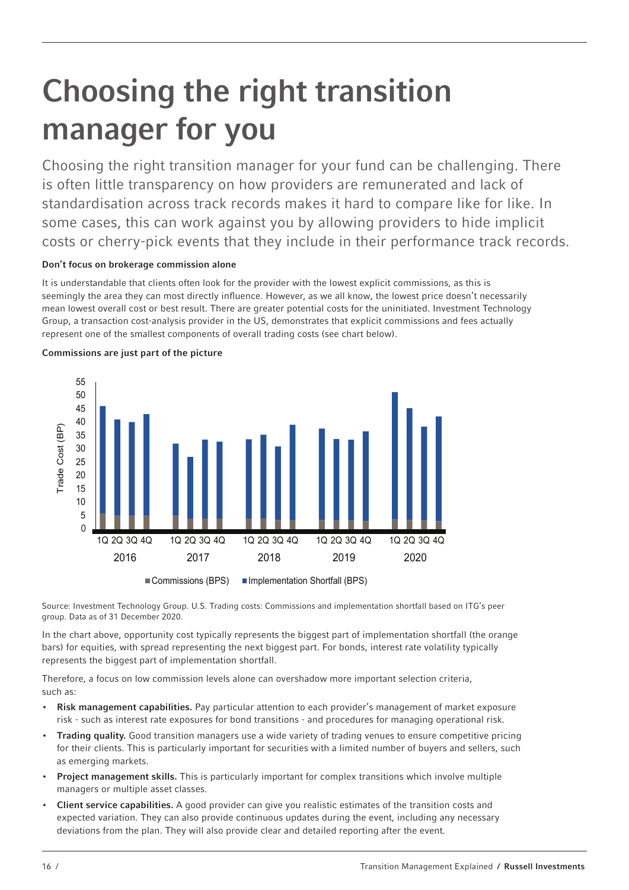# Choosing the right transition manager for you

Choosing the right transition manager for your fund can be challenging. There is often little transparency on how providers are remunerated and lack of standardisation across track records makes it hard to compare like for like. In some cases, this can work against you by allowing providers to hide implicit costs or cherry-pick events that they include in their performance track records.

**Don't focus on brokerage commission alone**

It is understandable that clients often look for the provider with the lowest explicit commissions, as this is seemingly the area they can most directly influence. However, as we all know, the lowest price doesn't necessarily mean lowest overall cost or best result. There are greater potential costs for the uninitiated. Investment Technology Group, a transaction cost-analysis provider in the US, demonstrates that explicit commissions and fees actually represent one of the smallest components of overall trading costs (see chart below).

**Commissions are just part of the picture**

Source: Investment Technology Group. U.S. Trading costs: Commissions and implementation shortfall based on ITG's peer group. Data as of 31 December 2020.

In the chart above, opportunity cost typically represents the biggest part of implementation shortfall (the orange bars) for equities, with spread representing the next biggest part. For bonds, interest rate volatility typically represents the biggest part of implementation shortfall.

Therefore, a focus on low commission levels alone can overshadow more important selection criteria, such as:

- **Risk management capabilities.** Pay particular attention to each provider's management of market exposure risk - such as interest rate exposures for bond transitions - and procedures for managing operational risk.
- **Trading quality.** Good transition managers use a wide variety of trading venues to ensure competitive pricing for their clients. This is particularly important for securities with a limited number of buyers and sellers, such as emerging markets.
- **Project management skills.** This is particularly important for complex transitions which involve multiple managers or multiple asset classes.
- **Client service capabilities.** A good provider can give you realistic estimates of the transition costs and expected variation. They can also provide continuous updates during the event, including any necessary deviations from the plan. They will also provide clear and detailed reporting after the event.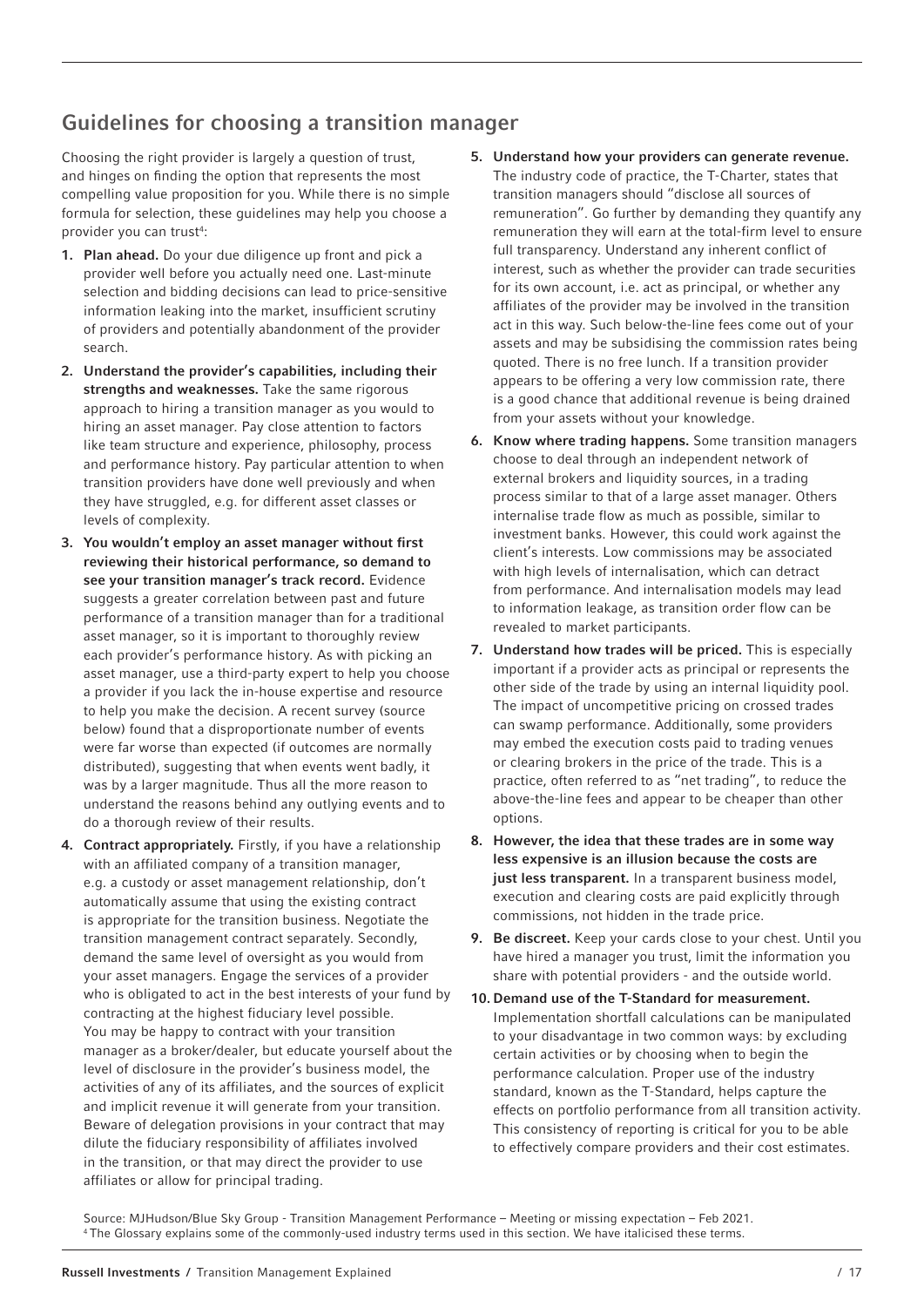## Guidelines for choosing a transition manager

Choosing the right provider is largely a question of trust, and hinges on finding the option that represents the most compelling value proposition for you. While there is no simple formula for selection, these guidelines may help you choose a provider you can trust[4]:

1. **Plan ahead.** Do your due diligence up front and pick a provider well before you actually need one. Last-minute selection and bidding decisions can lead to price-sensitive information leaking into the market, insufficient scrutiny of providers and potentially abandonment of the provider search.
2. **Understand the provider's capabilities, including their strengths and weaknesses.** Take the same rigorous approach to hiring a transition manager as you would to hiring an asset manager. Pay close attention to factors like team structure and experience, philosophy, process and performance history. Pay particular attention to when transition providers have done well previously and when they have struggled, e.g. for different asset classes or levels of complexity.
3. **You wouldn't employ an asset manager without first reviewing their historical performance, so demand to see your transition manager's track record.** Evidence suggests a greater correlation between past and future performance of a transition manager than for a traditional asset manager, so it is important to thoroughly review each provider's performance history. As with picking an asset manager, use a third-party expert to help you choose a provider if you lack the in-house expertise and resource to help you make the decision. A recent survey (source below) found that a disproportionate number of events were far worse than expected (if outcomes are normally distributed), suggesting that when events went badly, it was by a larger magnitude. Thus all the more reason to understand the reasons behind any outlying events and to do a thorough review of their results.
4. **Contract appropriately.** Firstly, if you have a relationship with an affiliated company of a transition manager, e.g. a custody or asset management relationship, don't automatically assume that using the existing contract is appropriate for the transition business. Negotiate the transition management contract separately. Secondly, demand the same level of oversight as you would from your asset managers. Engage the services of a provider who is obligated to act in the best interests of your fund by contracting at the highest fiduciary level possible. You may be happy to contract with your transition manager as a broker/dealer, but educate yourself about the level of disclosure in the provider's business model, the activities of any of its affiliates, and the sources of explicit and implicit revenue it will generate from your transition. Beware of delegation provisions in your contract that may dilute the fiduciary responsibility of affiliates involved in the transition, or that may direct the provider to use affiliates or allow for principal trading.
5. **Understand how your providers can generate revenue.** The industry code of practice, the T-Charter, states that transition managers should "disclose all sources of remuneration". Go further by demanding they quantify any remuneration they will earn at the total-firm level to ensure full transparency. Understand any inherent conflict of interest, such as whether the provider can trade securities for its own account, i.e. act as principal, or whether any affiliates of the provider may be involved in the transition act in this way. Such below-the-line fees come out of your assets and may be subsidising the commission rates being quoted. There is no free lunch. If a transition provider appears to be offering a very low commission rate, there is a good chance that additional revenue is being drained from your assets without your knowledge.
6. **Know where trading happens.** Some transition managers choose to deal through an independent network of external brokers and liquidity sources, in a trading process similar to that of a large asset manager. Others internalise trade flow as much as possible, similar to investment banks. However, this could work against the client's interests. Low commissions may be associated with high levels of internalisation, which can detract from performance. And internalisation models may lead to information leakage, as transition order flow can be revealed to market participants.
7. **Understand how trades will be priced.** This is especially important if a provider acts as principal or represents the other side of the trade by using an internal liquidity pool. The impact of uncompetitive pricing on crossed trades can swamp performance. Additionally, some providers may embed the execution costs paid to trading venues or clearing brokers in the price of the trade. This is a practice, often referred to as "net trading", to reduce the above-the-line fees and appear to be cheaper than other options.
8. **However, the idea that these trades are in some way less expensive is an illusion because the costs are just less transparent.** In a transparent business model, execution and clearing costs are paid explicitly through commissions, not hidden in the trade price.
9. **Be discreet.** Keep your cards close to your chest. Until you have hired a manager you trust, limit the information you share with potential providers - and the outside world.
10. **Demand use of the T-Standard for measurement.** Implementation shortfall calculations can be manipulated to your disadvantage in two common ways: by excluding certain activities or by choosing when to begin the performance calculation. Proper use of the industry standard, known as the T-Standard, helps capture the effects on portfolio performance from all transition activity. This consistency of reporting is critical for you to be able to effectively compare providers and their cost estimates.

Source: MJHudson/Blue Sky Group - Transition Management Performance – Meeting or missing expectation – Feb 2021.
[4] The Glossary explains some of the commonly-used industry terms used in this section. We have italicised these terms.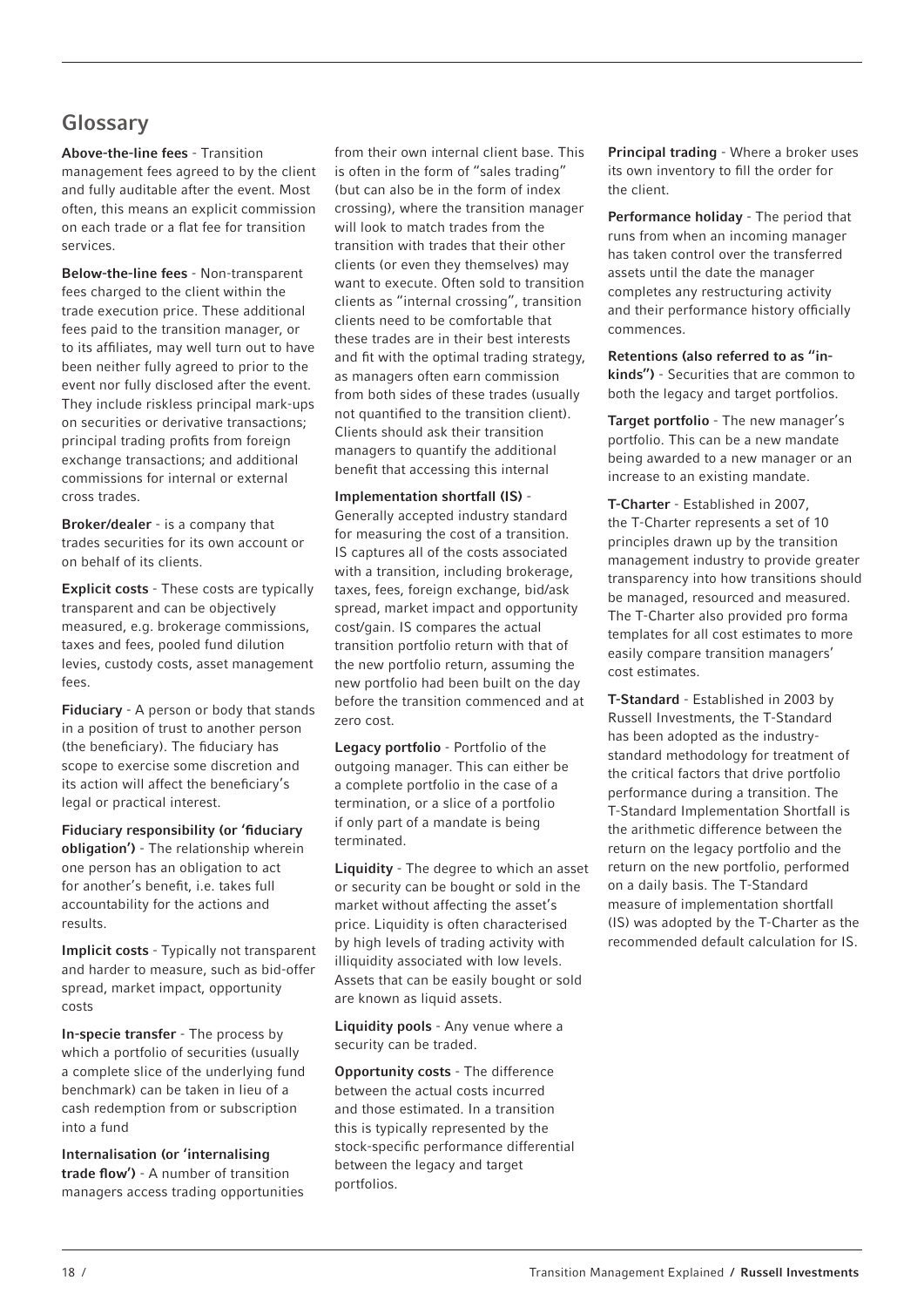## Glossary

**Above-the-line fees** - Transition management fees agreed to by the client and fully auditable after the event. Most often, this means an explicit commission on each trade or a flat fee for transition services.

**Below-the-line fees** - Non-transparent fees charged to the client within the trade execution price. These additional fees paid to the transition manager, or to its affiliates, may well turn out to have been neither fully agreed to prior to the event nor fully disclosed after the event. They include riskless principal mark-ups on securities or derivative transactions; principal trading profits from foreign exchange transactions; and additional commissions for internal or external cross trades.

**Broker/dealer** - is a company that trades securities for its own account or on behalf of its clients.

**Explicit costs** - These costs are typically transparent and can be objectively measured, e.g. brokerage commissions, taxes and fees, pooled fund dilution levies, custody costs, asset management fees.

**Fiduciary** - A person or body that stands in a position of trust to another person (the beneficiary). The fiduciary has scope to exercise some discretion and its action will affect the beneficiary's legal or practical interest.

**Fiduciary responsibility (or 'fiduciary obligation')** - The relationship wherein one person has an obligation to act for another's benefit, i.e. takes full accountability for the actions and results.

**Implicit costs** - Typically not transparent and harder to measure, such as bid-offer spread, market impact, opportunity costs

**In-specie transfer** - The process by which a portfolio of securities (usually a complete slice of the underlying fund benchmark) can be taken in lieu of a cash redemption from or subscription into a fund

**Internalisation (or 'internalising trade flow')** - A number of transition managers access trading opportunities from their own internal client base. This is often in the form of "sales trading" (but can also be in the form of index crossing), where the transition manager will look to match trades from the transition with trades that their other clients (or even they themselves) may want to execute. Often sold to transition clients as "internal crossing", transition clients need to be comfortable that these trades are in their best interests and fit with the optimal trading strategy, as managers often earn commission from both sides of these trades (usually not quantified to the transition client). Clients should ask their transition managers to quantify the additional benefit that accessing this internal

**Implementation shortfall (IS)** - Generally accepted industry standard for measuring the cost of a transition. IS captures all of the costs associated with a transition, including brokerage, taxes, fees, foreign exchange, bid/ask spread, market impact and opportunity cost/gain. IS compares the actual transition portfolio return with that of the new portfolio return, assuming the new portfolio had been built on the day before the transition commenced and at zero cost.

**Legacy portfolio** - Portfolio of the outgoing manager. This can either be a complete portfolio in the case of a termination, or a slice of a portfolio if only part of a mandate is being terminated.

**Liquidity** - The degree to which an asset or security can be bought or sold in the market without affecting the asset's price. Liquidity is often characterised by high levels of trading activity with illiquidity associated with low levels. Assets that can be easily bought or sold are known as liquid assets.

**Liquidity pools** - Any venue where a security can be traded.

**Opportunity costs** - The difference between the actual costs incurred and those estimated. In a transition this is typically represented by the stock-specific performance differential between the legacy and target portfolios.

**Principal trading** - Where a broker uses its own inventory to fill the order for the client.

**Performance holiday** - The period that runs from when an incoming manager has taken control over the transferred assets until the date the manager completes any restructuring activity and their performance history officially commences.

**Retentions (also referred to as "in-kinds")** - Securities that are common to both the legacy and target portfolios.

**Target portfolio** - The new manager's portfolio. This can be a new mandate being awarded to a new manager or an increase to an existing mandate.

**T-Charter** - Established in 2007, the T-Charter represents a set of 10 principles drawn up by the transition management industry to provide greater transparency into how transitions should be managed, resourced and measured. The T-Charter also provided pro forma templates for all cost estimates to more easily compare transition managers' cost estimates.

**T-Standard** - Established in 2003 by Russell Investments, the T-Standard has been adopted as the industry-standard methodology for treatment of the critical factors that drive portfolio performance during a transition. The T-Standard Implementation Shortfall is the arithmetic difference between the return on the legacy portfolio and the return on the new portfolio, performed on a daily basis. The T-Standard measure of implementation shortfall (IS) was adopted by the T-Charter as the recommended default calculation for IS.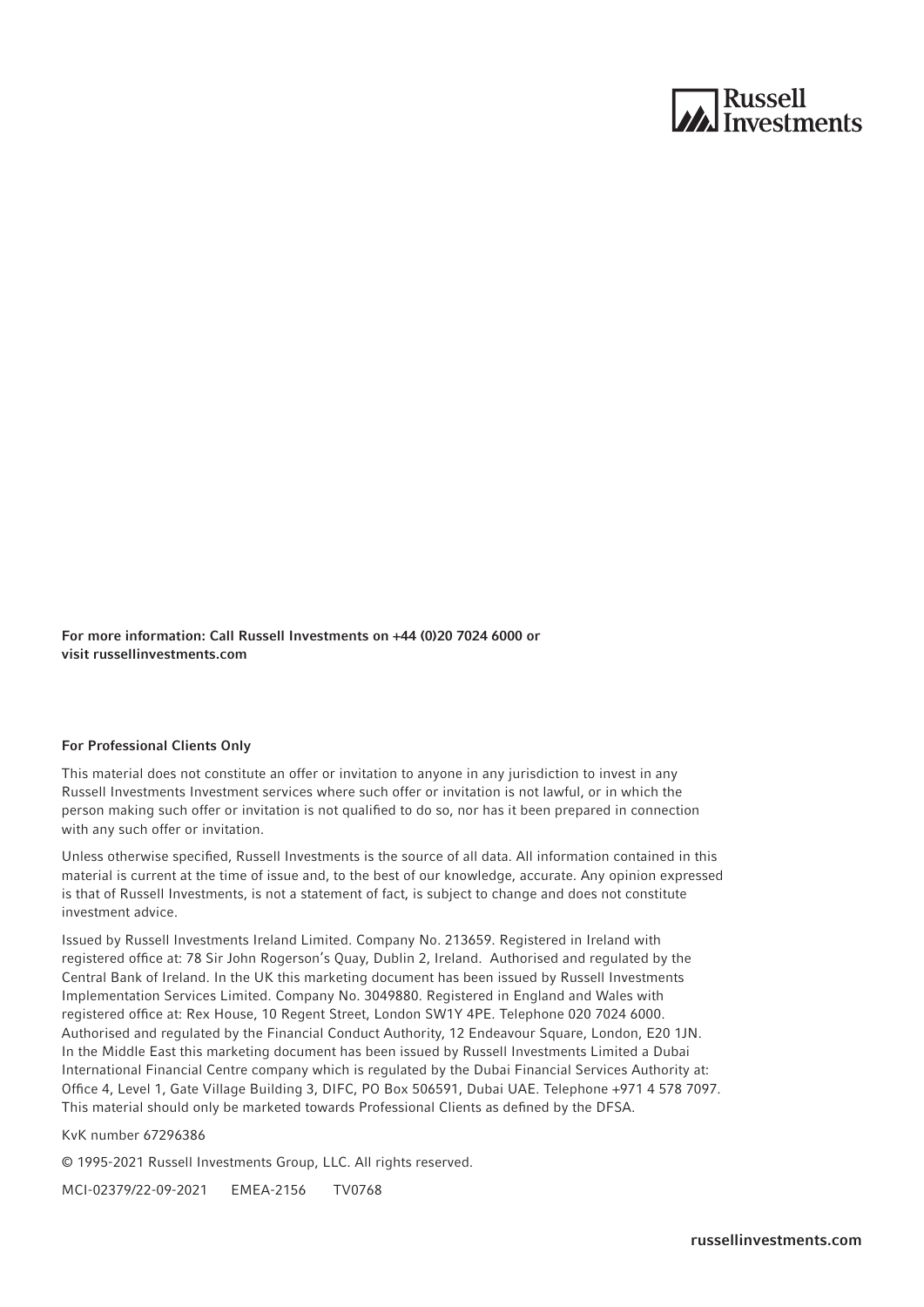**For more information: Call Russell Investments on +44 (0)20 7024 6000 or visit russellinvestments.com**

**For Professional Clients Only**

This material does not constitute an offer or invitation to anyone in any jurisdiction to invest in any Russell Investments Investment services where such offer or invitation is not lawful, or in which the person making such offer or invitation is not qualified to do so, nor has it been prepared in connection with any such offer or invitation.

Unless otherwise specified, Russell Investments is the source of all data. All information contained in this material is current at the time of issue and, to the best of our knowledge, accurate. Any opinion expressed is that of Russell Investments, is not a statement of fact, is subject to change and does not constitute investment advice.

Issued by Russell Investments Ireland Limited. Company No. 213659. Registered in Ireland with registered office at: 78 Sir John Rogerson's Quay, Dublin 2, Ireland. Authorised and regulated by the Central Bank of Ireland. In the UK this marketing document has been issued by Russell Investments Implementation Services Limited. Company No. 3049880. Registered in England and Wales with registered office at: Rex House, 10 Regent Street, London SW1Y 4PE. Telephone 020 7024 6000. Authorised and regulated by the Financial Conduct Authority, 12 Endeavour Square, London, E20 1JN. In the Middle East this marketing document has been issued by Russell Investments Limited a Dubai International Financial Centre company which is regulated by the Dubai Financial Services Authority at: Office 4, Level 1, Gate Village Building 3, DIFC, PO Box 506591, Dubai UAE. Telephone +971 4 578 7097. This material should only be marketed towards Professional Clients as defined by the DFSA.

KvK number 67296386

© 1995-2021 Russell Investments Group, LLC. All rights reserved.

MCI-02379/22-09-2021 EMEA-2156 TV0768

russellinvestments.com